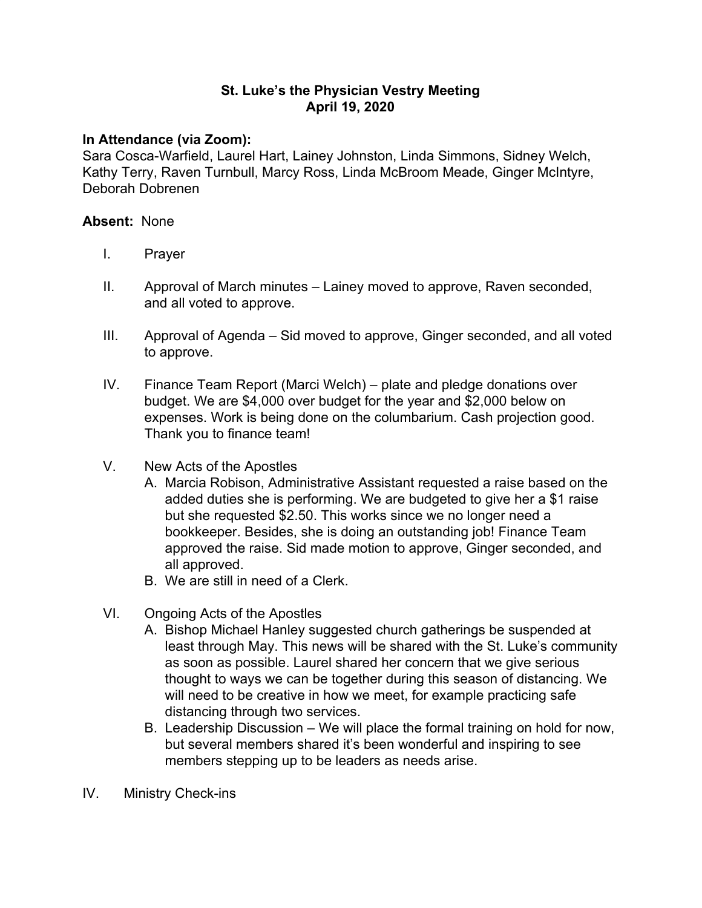# St. Luke's the Physician Vestry Meeting
## April 19, 2020

**In Attendance (via Zoom):**
Sara Cosca-Warfield, Laurel Hart, Lainey Johnston, Linda Simmons, Sidney Welch, Kathy Terry, Raven Turnbull, Marcy Ross, Linda McBroom Meade, Ginger McIntyre, Deborah Dobrenen

**Absent:** None

I. Prayer

II. Approval of March minutes – Lainey moved to approve, Raven seconded, and all voted to approve.

III. Approval of Agenda – Sid moved to approve, Ginger seconded, and all voted to approve.

IV. Finance Team Report (Marci Welch) – plate and pledge donations over budget. We are $4,000 over budget for the year and $2,000 below on expenses. Work is being done on the columbarium. Cash projection good. Thank you to finance team!

V. New Acts of the Apostles
   A. Marcia Robison, Administrative Assistant requested a raise based on the added duties she is performing. We are budgeted to give her a $1 raise but she requested $2.50. This works since we no longer need a bookkeeper. Besides, she is doing an outstanding job! Finance Team approved the raise. Sid made motion to approve, Ginger seconded, and all approved.
   B. We are still in need of a Clerk.

VI. Ongoing Acts of the Apostles
   A. Bishop Michael Hanley suggested church gatherings be suspended at least through May. This news will be shared with the St. Luke's community as soon as possible. Laurel shared her concern that we give serious thought to ways we can be together during this season of distancing. We will need to be creative in how we meet, for example practicing safe distancing through two services.
   B. Leadership Discussion – We will place the formal training on hold for now, but several members shared it's been wonderful and inspiring to see members stepping up to be leaders as needs arise.

IV. Ministry Check-ins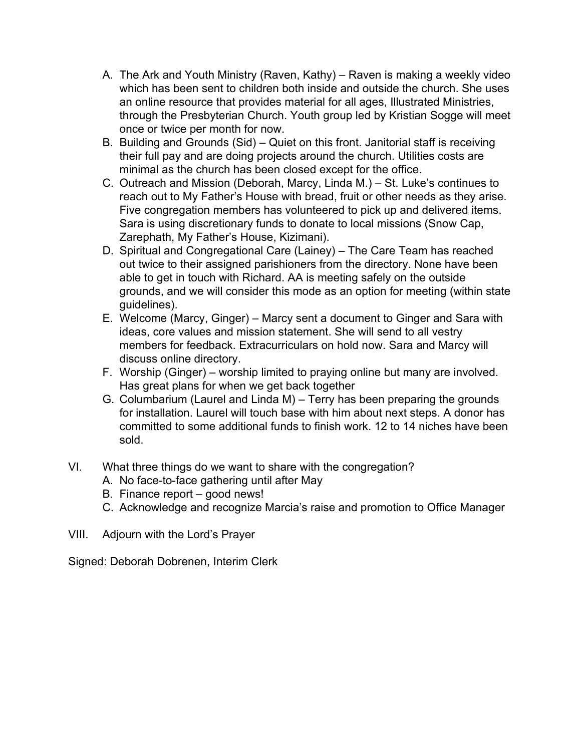A. The Ark and Youth Ministry (Raven, Kathy) – Raven is making a weekly video which has been sent to children both inside and outside the church. She uses an online resource that provides material for all ages, Illustrated Ministries, through the Presbyterian Church. Youth group led by Kristian Sogge will meet once or twice per month for now.
B. Building and Grounds (Sid) – Quiet on this front. Janitorial staff is receiving their full pay and are doing projects around the church. Utilities costs are minimal as the church has been closed except for the office.
C. Outreach and Mission (Deborah, Marcy, Linda M.) – St. Luke's continues to reach out to My Father's House with bread, fruit or other needs as they arise. Five congregation members has volunteered to pick up and delivered items. Sara is using discretionary funds to donate to local missions (Snow Cap, Zarephath, My Father's House, Kizimani).
D. Spiritual and Congregational Care (Lainey) – The Care Team has reached out twice to their assigned parishioners from the directory. None have been able to get in touch with Richard. AA is meeting safely on the outside grounds, and we will consider this mode as an option for meeting (within state guidelines).
E. Welcome (Marcy, Ginger) – Marcy sent a document to Ginger and Sara with ideas, core values and mission statement. She will send to all vestry members for feedback. Extracurriculars on hold now. Sara and Marcy will discuss online directory.
F. Worship (Ginger) – worship limited to praying online but many are involved. Has great plans for when we get back together
G. Columbarium (Laurel and Linda M) – Terry has been preparing the grounds for installation. Laurel will touch base with him about next steps. A donor has committed to some additional funds to finish work. 12 to 14 niches have been sold.

VI. What three things do we want to share with the congregation?
   A. No face-to-face gathering until after May
   B. Finance report – good news!
   C. Acknowledge and recognize Marcia's raise and promotion to Office Manager

VIII. Adjourn with the Lord's Prayer

Signed: Deborah Dobrenen, Interim Clerk